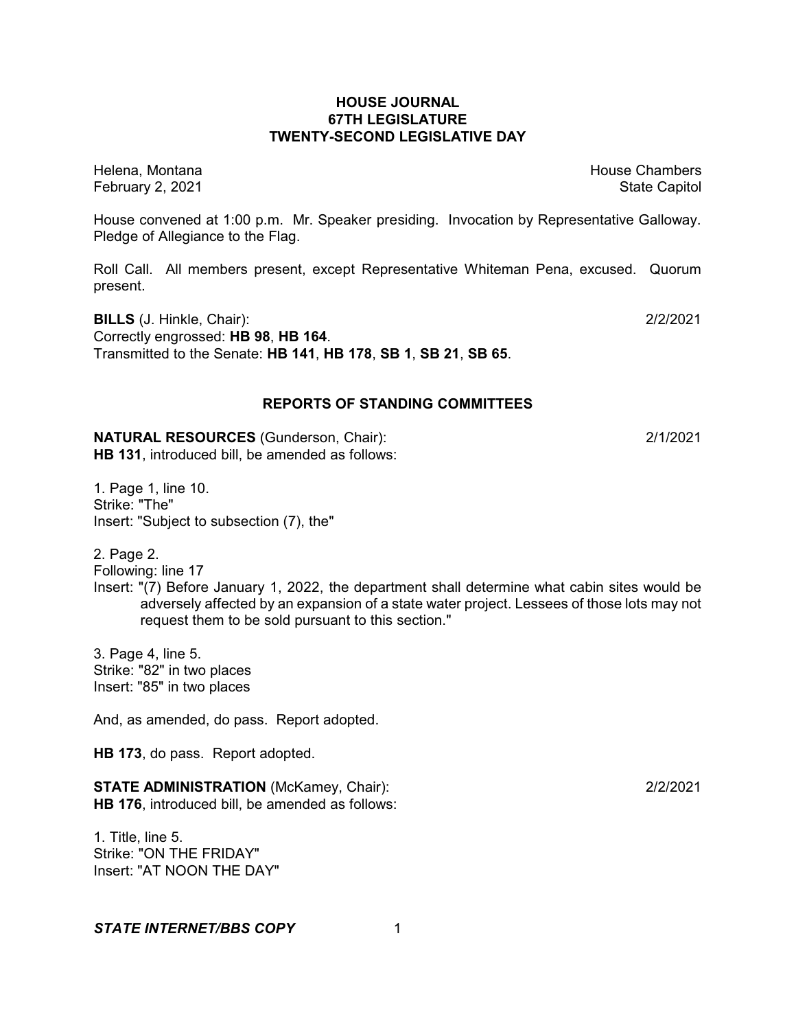# HOUSE JOURNAL
## 67TH LEGISLATURE
## TWENTY-SECOND LEGISLATIVE DAY

Helena, Montana — House Chambers
February 2, 2021 — State Capitol

House convened at 1:00 p.m. Mr. Speaker presiding. Invocation by Representative Galloway. Pledge of Allegiance to the Flag.

Roll Call. All members present, except Representative Whiteman Pena, excused. Quorum present.

**BILLS** (J. Hinkle, Chair): 2/2/2021
Correctly engrossed: **HB 98**, **HB 164**.
Transmitted to the Senate: **HB 141**, **HB 178**, **SB 1**, **SB 21**, **SB 65**.

## REPORTS OF STANDING COMMITTEES

**NATURAL RESOURCES** (Gunderson, Chair): 2/1/2021
**HB 131**, introduced bill, be amended as follows:

1. Page 1, line 10.
Strike: "The"
Insert: "Subject to subsection (7), the"

2. Page 2.
Following: line 17
Insert: "(7) Before January 1, 2022, the department shall determine what cabin sites would be adversely affected by an expansion of a state water project. Lessees of those lots may not request them to be sold pursuant to this section."

3. Page 4, line 5.
Strike: "82" in two places
Insert: "85" in two places

And, as amended, do pass. Report adopted.

**HB 173**, do pass. Report adopted.

**STATE ADMINISTRATION** (McKamey, Chair): 2/2/2021
**HB 176**, introduced bill, be amended as follows:

1. Title, line 5.
Strike: "ON THE FRIDAY"
Insert: "AT NOON THE DAY"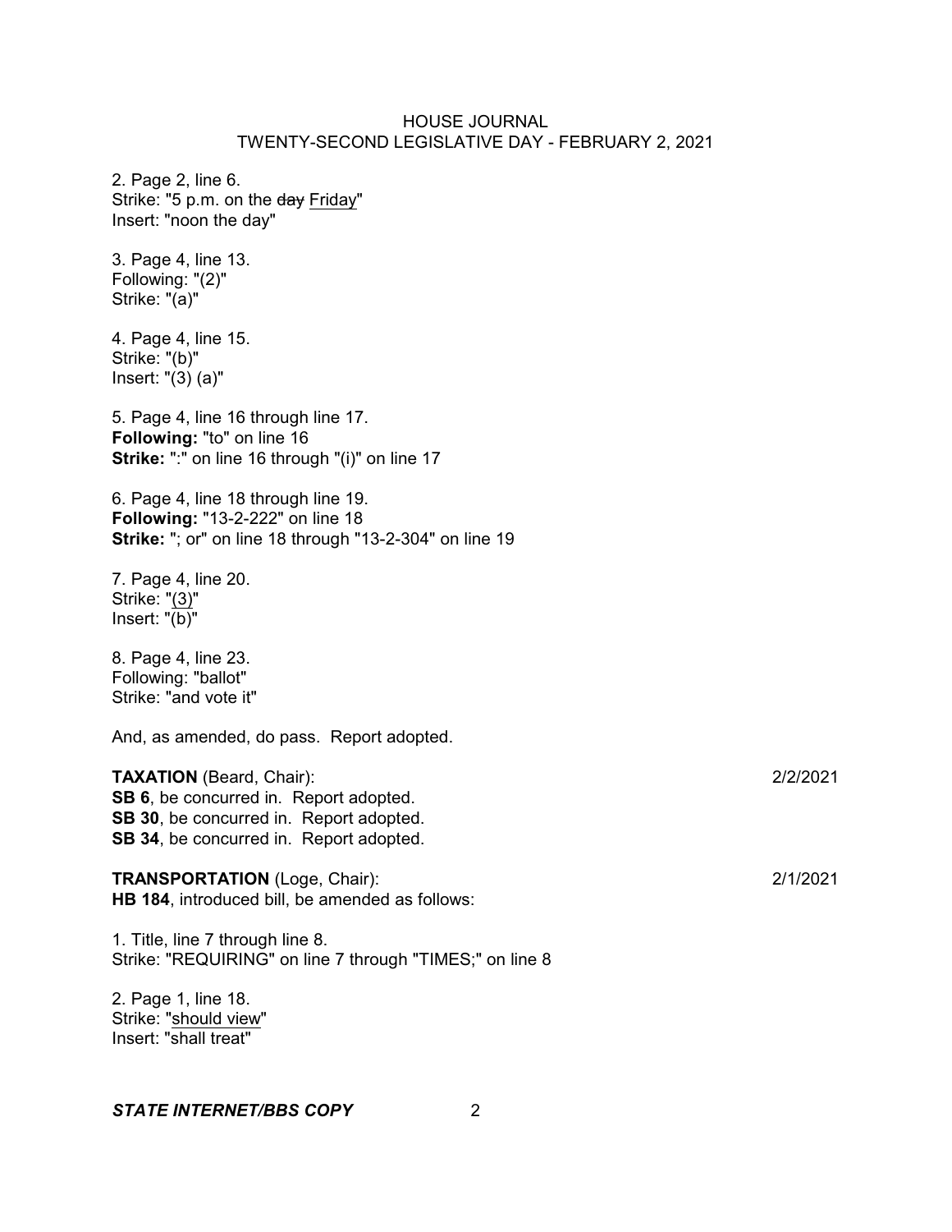2. Page 2, line 6.
Strike: "5 p.m. on the ~~day~~ Friday"
Insert: "noon the day"

3. Page 4, line 13.
Following: "(2)"
Strike: "(a)"

4. Page 4, line 15.
Strike: "(b)"
Insert: "(3) (a)"

5. Page 4, line 16 through line 17.
**Following:** "to" on line 16
**Strike:** ":" on line 16 through "(i)" on line 17

6. Page 4, line 18 through line 19.
**Following:** "13-2-222" on line 18
**Strike:** "; or" on line 18 through "13-2-304" on line 19

7. Page 4, line 20.
Strike: "(3)"
Insert: "(b)"

8. Page 4, line 23.
Following: "ballot"
Strike: "and vote it"

And, as amended, do pass. Report adopted.

**TAXATION** (Beard, Chair): 2/2/2021
**SB 6**, be concurred in. Report adopted.
**SB 30**, be concurred in. Report adopted.
**SB 34**, be concurred in. Report adopted.

**TRANSPORTATION** (Loge, Chair): 2/1/2021
**HB 184**, introduced bill, be amended as follows:

1. Title, line 7 through line 8.
Strike: "REQUIRING" on line 7 through "TIMES;" on line 8

2. Page 1, line 18.
Strike: "should view"
Insert: "shall treat"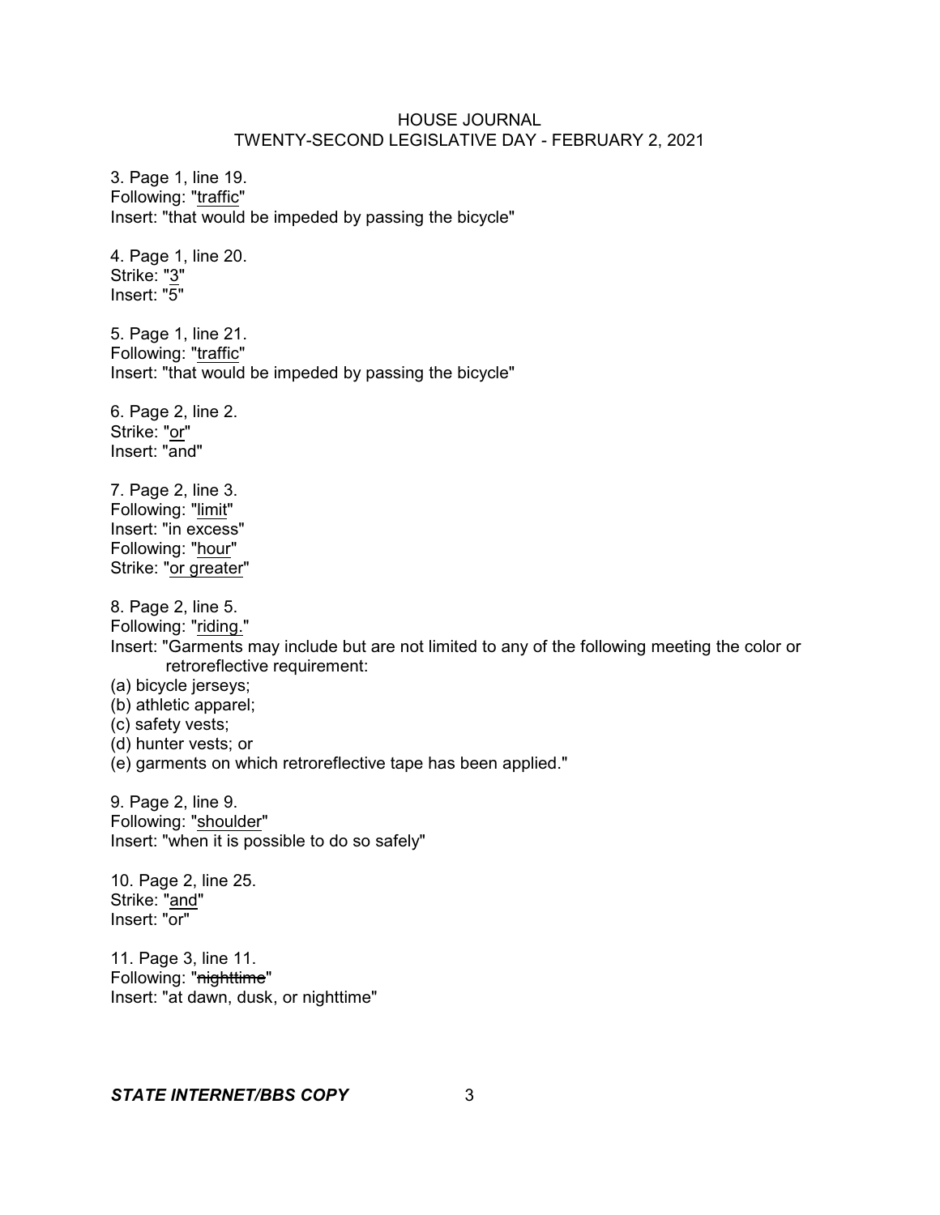3. Page 1, line 19.
Following: "traffic"
Insert: "that would be impeded by passing the bicycle"

4. Page 1, line 20.
Strike: "3"
Insert: "5"

5. Page 1, line 21.
Following: "traffic"
Insert: "that would be impeded by passing the bicycle"

6. Page 2, line 2.
Strike: "or"
Insert: "and"

7. Page 2, line 3.
Following: "limit"
Insert: "in excess"
Following: "hour"
Strike: "or greater"

8. Page 2, line 5.
Following: "riding."
Insert: "Garments may include but are not limited to any of the following meeting the color or retroreflective requirement:
(a) bicycle jerseys;
(b) athletic apparel;
(c) safety vests;
(d) hunter vests; or
(e) garments on which retroreflective tape has been applied."

9. Page 2, line 9.
Following: "shoulder"
Insert: "when it is possible to do so safely"

10. Page 2, line 25.
Strike: "and"
Insert: "or"

11. Page 3, line 11.
Following: "~~nighttime~~"
Insert: "at dawn, dusk, or nighttime"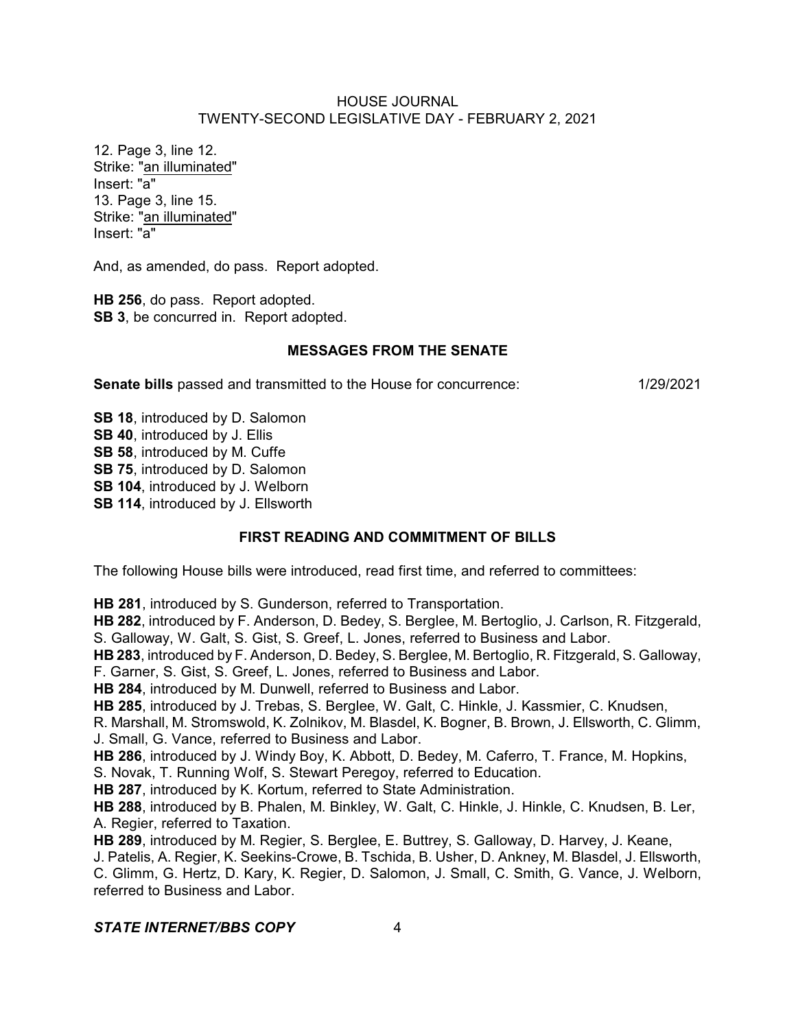12. Page 3, line 12.
Strike: "<u>an illuminated</u>"
Insert: "a"
13. Page 3, line 15.
Strike: "<u>an illuminated</u>"
Insert: "a"

And, as amended, do pass. Report adopted.

**HB 256**, do pass. Report adopted.
**SB 3**, be concurred in. Report adopted.

## MESSAGES FROM THE SENATE

**Senate bills** passed and transmitted to the House for concurrence: 1/29/2021

**SB 18**, introduced by D. Salomon
**SB 40**, introduced by J. Ellis
**SB 58**, introduced by M. Cuffe
**SB 75**, introduced by D. Salomon
**SB 104**, introduced by J. Welborn
**SB 114**, introduced by J. Ellsworth

## FIRST READING AND COMMITMENT OF BILLS

The following House bills were introduced, read first time, and referred to committees:

**HB 281**, introduced by S. Gunderson, referred to Transportation.
**HB 282**, introduced by F. Anderson, D. Bedey, S. Berglee, M. Bertoglio, J. Carlson, R. Fitzgerald, S. Galloway, W. Galt, S. Gist, S. Greef, L. Jones, referred to Business and Labor.
**HB 283**, introduced by F. Anderson, D. Bedey, S. Berglee, M. Bertoglio, R. Fitzgerald, S. Galloway, F. Garner, S. Gist, S. Greef, L. Jones, referred to Business and Labor.
**HB 284**, introduced by M. Dunwell, referred to Business and Labor.
**HB 285**, introduced by J. Trebas, S. Berglee, W. Galt, C. Hinkle, J. Kassmier, C. Knudsen, R. Marshall, M. Stromswold, K. Zolnikov, M. Blasdel, K. Bogner, B. Brown, J. Ellsworth, C. Glimm, J. Small, G. Vance, referred to Business and Labor.
**HB 286**, introduced by J. Windy Boy, K. Abbott, D. Bedey, M. Caferro, T. France, M. Hopkins, S. Novak, T. Running Wolf, S. Stewart Peregoy, referred to Education.
**HB 287**, introduced by K. Kortum, referred to State Administration.
**HB 288**, introduced by B. Phalen, M. Binkley, W. Galt, C. Hinkle, J. Hinkle, C. Knudsen, B. Ler, A. Regier, referred to Taxation.
**HB 289**, introduced by M. Regier, S. Berglee, E. Buttrey, S. Galloway, D. Harvey, J. Keane, J. Patelis, A. Regier, K. Seekins-Crowe, B. Tschida, B. Usher, D. Ankney, M. Blasdel, J. Ellsworth, C. Glimm, G. Hertz, D. Kary, K. Regier, D. Salomon, J. Small, C. Smith, G. Vance, J. Welborn, referred to Business and Labor.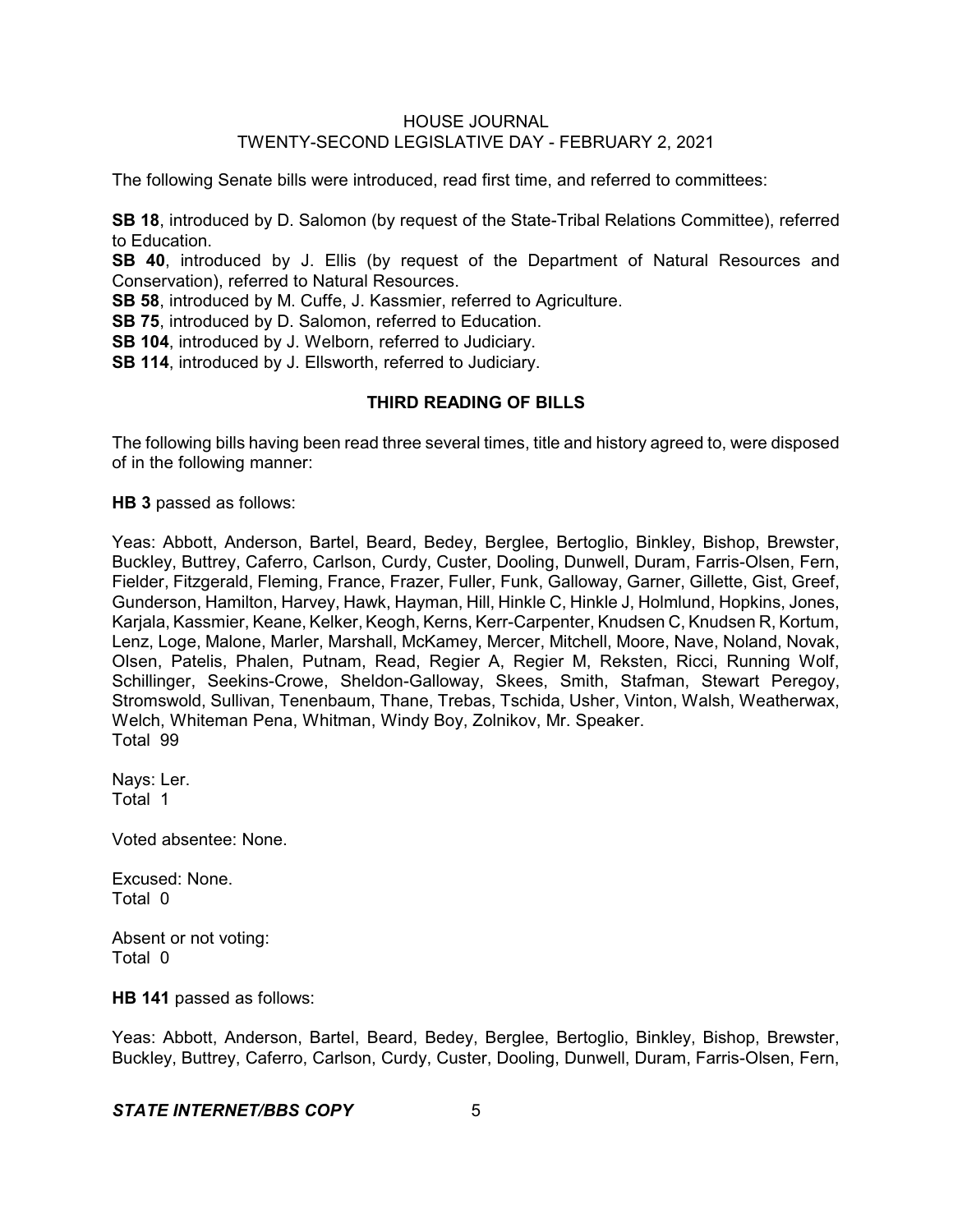The following Senate bills were introduced, read first time, and referred to committees:

**SB 18**, introduced by D. Salomon (by request of the State-Tribal Relations Committee), referred to Education.

**SB 40**, introduced by J. Ellis (by request of the Department of Natural Resources and Conservation), referred to Natural Resources.

**SB 58**, introduced by M. Cuffe, J. Kassmier, referred to Agriculture.

**SB 75**, introduced by D. Salomon, referred to Education.

**SB 104**, introduced by J. Welborn, referred to Judiciary.

**SB 114**, introduced by J. Ellsworth, referred to Judiciary.

## THIRD READING OF BILLS

The following bills having been read three several times, title and history agreed to, were disposed of in the following manner:

**HB 3** passed as follows:

Yeas: Abbott, Anderson, Bartel, Beard, Bedey, Berglee, Bertoglio, Binkley, Bishop, Brewster, Buckley, Buttrey, Caferro, Carlson, Curdy, Custer, Dooling, Dunwell, Duram, Farris-Olsen, Fern, Fielder, Fitzgerald, Fleming, France, Frazer, Fuller, Funk, Galloway, Garner, Gillette, Gist, Greef, Gunderson, Hamilton, Harvey, Hawk, Hayman, Hill, Hinkle C, Hinkle J, Holmlund, Hopkins, Jones, Karjala, Kassmier, Keane, Kelker, Keogh, Kerns, Kerr-Carpenter, Knudsen C, Knudsen R, Kortum, Lenz, Loge, Malone, Marler, Marshall, McKamey, Mercer, Mitchell, Moore, Nave, Noland, Novak, Olsen, Patelis, Phalen, Putnam, Read, Regier A, Regier M, Reksten, Ricci, Running Wolf, Schillinger, Seekins-Crowe, Sheldon-Galloway, Skees, Smith, Stafman, Stewart Peregoy, Stromswold, Sullivan, Tenenbaum, Thane, Trebas, Tschida, Usher, Vinton, Walsh, Weatherwax, Welch, Whiteman Pena, Whitman, Windy Boy, Zolnikov, Mr. Speaker.
Total 99

Nays: Ler.
Total 1

Voted absentee: None.

Excused: None.
Total 0

Absent or not voting:
Total 0

**HB 141** passed as follows:

Yeas: Abbott, Anderson, Bartel, Beard, Bedey, Berglee, Bertoglio, Binkley, Bishop, Brewster, Buckley, Buttrey, Caferro, Carlson, Curdy, Custer, Dooling, Dunwell, Duram, Farris-Olsen, Fern,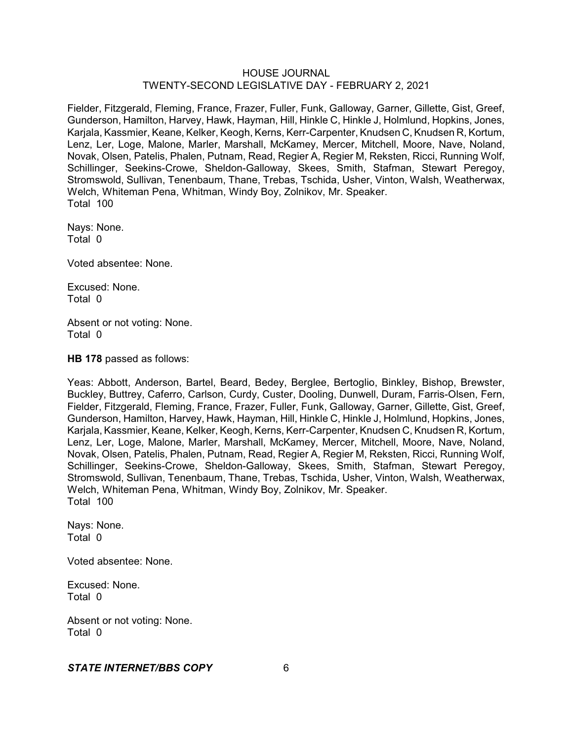Fielder, Fitzgerald, Fleming, France, Frazer, Fuller, Funk, Galloway, Garner, Gillette, Gist, Greef, Gunderson, Hamilton, Harvey, Hawk, Hayman, Hill, Hinkle C, Hinkle J, Holmlund, Hopkins, Jones, Karjala, Kassmier, Keane, Kelker, Keogh, Kerns, Kerr-Carpenter, Knudsen C, Knudsen R, Kortum, Lenz, Ler, Loge, Malone, Marler, Marshall, McKamey, Mercer, Mitchell, Moore, Nave, Noland, Novak, Olsen, Patelis, Phalen, Putnam, Read, Regier A, Regier M, Reksten, Ricci, Running Wolf, Schillinger, Seekins-Crowe, Sheldon-Galloway, Skees, Smith, Stafman, Stewart Peregoy, Stromswold, Sullivan, Tenenbaum, Thane, Trebas, Tschida, Usher, Vinton, Walsh, Weatherwax, Welch, Whiteman Pena, Whitman, Windy Boy, Zolnikov, Mr. Speaker.
Total 100

Nays: None.
Total 0

Voted absentee: None.

Excused: None.
Total 0

Absent or not voting: None.
Total 0

**HB 178** passed as follows:

Yeas: Abbott, Anderson, Bartel, Beard, Bedey, Berglee, Bertoglio, Binkley, Bishop, Brewster, Buckley, Buttrey, Caferro, Carlson, Curdy, Custer, Dooling, Dunwell, Duram, Farris-Olsen, Fern, Fielder, Fitzgerald, Fleming, France, Frazer, Fuller, Funk, Galloway, Garner, Gillette, Gist, Greef, Gunderson, Hamilton, Harvey, Hawk, Hayman, Hill, Hinkle C, Hinkle J, Holmlund, Hopkins, Jones, Karjala, Kassmier, Keane, Kelker, Keogh, Kerns, Kerr-Carpenter, Knudsen C, Knudsen R, Kortum, Lenz, Ler, Loge, Malone, Marler, Marshall, McKamey, Mercer, Mitchell, Moore, Nave, Noland, Novak, Olsen, Patelis, Phalen, Putnam, Read, Regier A, Regier M, Reksten, Ricci, Running Wolf, Schillinger, Seekins-Crowe, Sheldon-Galloway, Skees, Smith, Stafman, Stewart Peregoy, Stromswold, Sullivan, Tenenbaum, Thane, Trebas, Tschida, Usher, Vinton, Walsh, Weatherwax, Welch, Whiteman Pena, Whitman, Windy Boy, Zolnikov, Mr. Speaker.
Total 100

Nays: None.
Total 0

Voted absentee: None.

Excused: None.
Total 0

Absent or not voting: None.
Total 0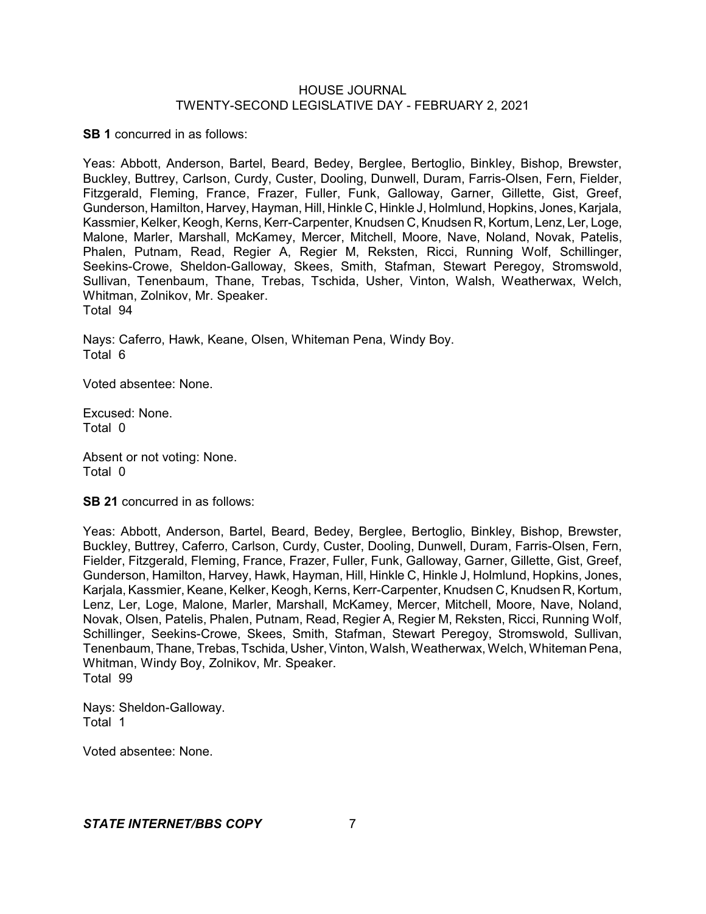**SB 1** concurred in as follows:

Yeas: Abbott, Anderson, Bartel, Beard, Bedey, Berglee, Bertoglio, Binkley, Bishop, Brewster, Buckley, Buttrey, Carlson, Curdy, Custer, Dooling, Dunwell, Duram, Farris-Olsen, Fern, Fielder, Fitzgerald, Fleming, France, Frazer, Fuller, Funk, Galloway, Garner, Gillette, Gist, Greef, Gunderson, Hamilton, Harvey, Hayman, Hill, Hinkle C, Hinkle J, Holmlund, Hopkins, Jones, Karjala, Kassmier, Kelker, Keogh, Kerns, Kerr-Carpenter, Knudsen C, Knudsen R, Kortum, Lenz, Ler, Loge, Malone, Marler, Marshall, McKamey, Mercer, Mitchell, Moore, Nave, Noland, Novak, Patelis, Phalen, Putnam, Read, Regier A, Regier M, Reksten, Ricci, Running Wolf, Schillinger, Seekins-Crowe, Sheldon-Galloway, Skees, Smith, Stafman, Stewart Peregoy, Stromswold, Sullivan, Tenenbaum, Thane, Trebas, Tschida, Usher, Vinton, Walsh, Weatherwax, Welch, Whitman, Zolnikov, Mr. Speaker.
Total 94

Nays: Caferro, Hawk, Keane, Olsen, Whiteman Pena, Windy Boy.
Total 6

Voted absentee: None.

Excused: None.
Total 0

Absent or not voting: None.
Total 0

**SB 21** concurred in as follows:

Yeas: Abbott, Anderson, Bartel, Beard, Bedey, Berglee, Bertoglio, Binkley, Bishop, Brewster, Buckley, Buttrey, Caferro, Carlson, Curdy, Custer, Dooling, Dunwell, Duram, Farris-Olsen, Fern, Fielder, Fitzgerald, Fleming, France, Frazer, Fuller, Funk, Galloway, Garner, Gillette, Gist, Greef, Gunderson, Hamilton, Harvey, Hawk, Hayman, Hill, Hinkle C, Hinkle J, Holmlund, Hopkins, Jones, Karjala, Kassmier, Keane, Kelker, Keogh, Kerns, Kerr-Carpenter, Knudsen C, Knudsen R, Kortum, Lenz, Ler, Loge, Malone, Marler, Marshall, McKamey, Mercer, Mitchell, Moore, Nave, Noland, Novak, Olsen, Patelis, Phalen, Putnam, Read, Regier A, Regier M, Reksten, Ricci, Running Wolf, Schillinger, Seekins-Crowe, Skees, Smith, Stafman, Stewart Peregoy, Stromswold, Sullivan, Tenenbaum, Thane, Trebas, Tschida, Usher, Vinton, Walsh, Weatherwax, Welch, Whiteman Pena, Whitman, Windy Boy, Zolnikov, Mr. Speaker.
Total 99

Nays: Sheldon-Galloway.
Total 1

Voted absentee: None.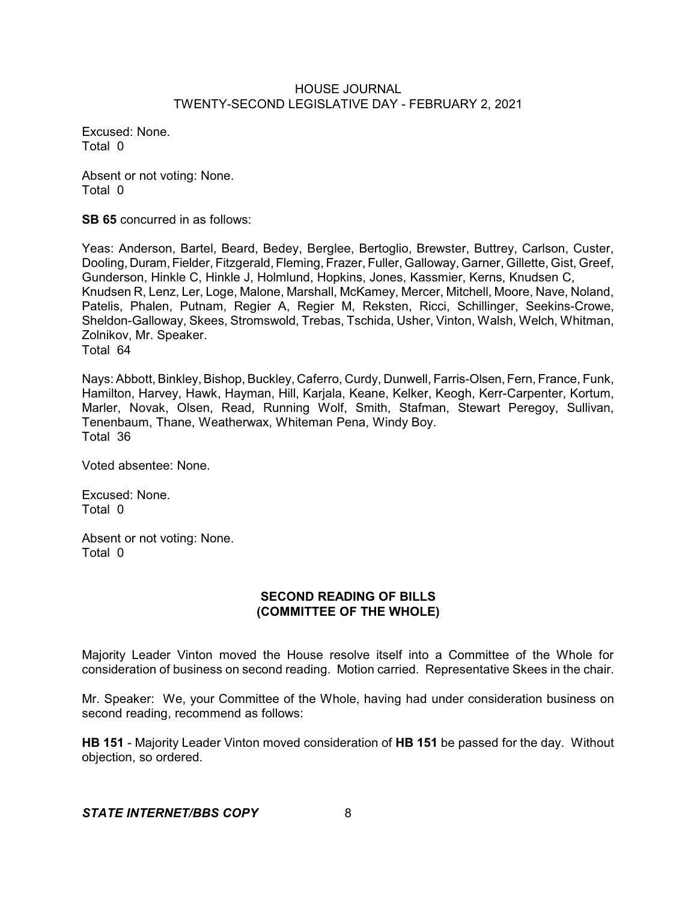Excused: None.
Total 0

Absent or not voting: None.
Total 0

**SB 65** concurred in as follows:

Yeas: Anderson, Bartel, Beard, Bedey, Berglee, Bertoglio, Brewster, Buttrey, Carlson, Custer, Dooling, Duram, Fielder, Fitzgerald, Fleming, Frazer, Fuller, Galloway, Garner, Gillette, Gist, Greef, Gunderson, Hinkle C, Hinkle J, Holmlund, Hopkins, Jones, Kassmier, Kerns, Knudsen C, Knudsen R, Lenz, Ler, Loge, Malone, Marshall, McKamey, Mercer, Mitchell, Moore, Nave, Noland, Patelis, Phalen, Putnam, Regier A, Regier M, Reksten, Ricci, Schillinger, Seekins-Crowe, Sheldon-Galloway, Skees, Stromswold, Trebas, Tschida, Usher, Vinton, Walsh, Welch, Whitman, Zolnikov, Mr. Speaker.
Total 64

Nays: Abbott, Binkley, Bishop, Buckley, Caferro, Curdy, Dunwell, Farris-Olsen, Fern, France, Funk, Hamilton, Harvey, Hawk, Hayman, Hill, Karjala, Keane, Kelker, Keogh, Kerr-Carpenter, Kortum, Marler, Novak, Olsen, Read, Running Wolf, Smith, Stafman, Stewart Peregoy, Sullivan, Tenenbaum, Thane, Weatherwax, Whiteman Pena, Windy Boy.
Total 36

Voted absentee: None.

Excused: None.
Total 0

Absent or not voting: None.
Total 0

## SECOND READING OF BILLS (COMMITTEE OF THE WHOLE)

Majority Leader Vinton moved the House resolve itself into a Committee of the Whole for consideration of business on second reading. Motion carried. Representative Skees in the chair.

Mr. Speaker: We, your Committee of the Whole, having had under consideration business on second reading, recommend as follows:

**HB 151** - Majority Leader Vinton moved consideration of **HB 151** be passed for the day. Without objection, so ordered.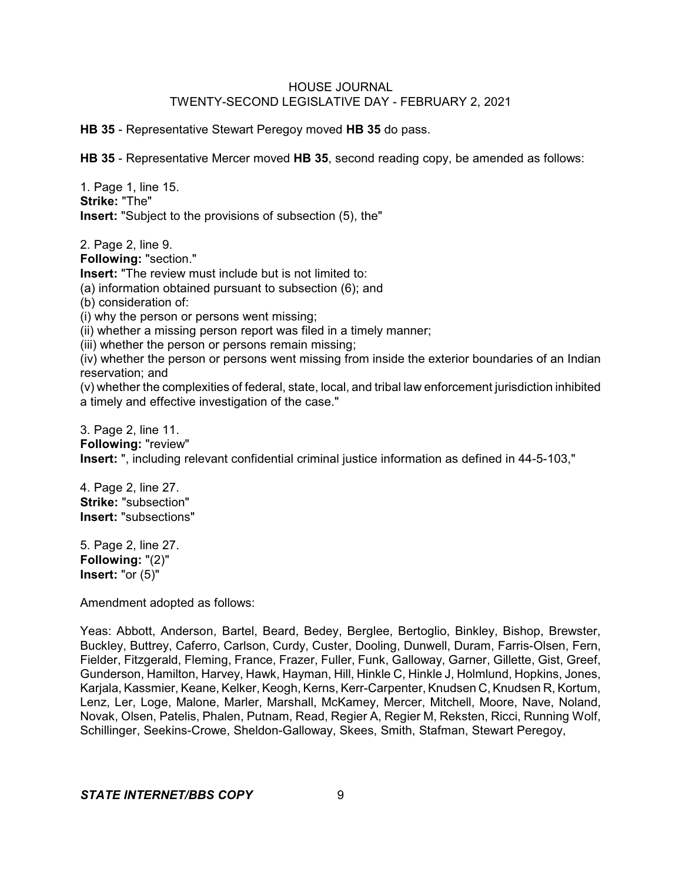**HB 35** - Representative Stewart Peregoy moved **HB 35** do pass.

**HB 35** - Representative Mercer moved **HB 35**, second reading copy, be amended as follows:

1. Page 1, line 15.
**Strike:** "The"
**Insert:** "Subject to the provisions of subsection (5), the"

2. Page 2, line 9.
**Following:** "section."
**Insert:** "The review must include but is not limited to:
(a) information obtained pursuant to subsection (6); and
(b) consideration of:
(i) why the person or persons went missing;
(ii) whether a missing person report was filed in a timely manner;
(iii) whether the person or persons remain missing;
(iv) whether the person or persons went missing from inside the exterior boundaries of an Indian reservation; and
(v) whether the complexities of federal, state, local, and tribal law enforcement jurisdiction inhibited a timely and effective investigation of the case."

3. Page 2, line 11.
**Following:** "review"
**Insert:** ", including relevant confidential criminal justice information as defined in 44-5-103,"

4. Page 2, line 27.
**Strike:** "subsection"
**Insert:** "subsections"

5. Page 2, line 27.
**Following:** "(2)"
**Insert:** "or (5)"

Amendment adopted as follows:

Yeas: Abbott, Anderson, Bartel, Beard, Bedey, Berglee, Bertoglio, Binkley, Bishop, Brewster, Buckley, Buttrey, Caferro, Carlson, Curdy, Custer, Dooling, Dunwell, Duram, Farris-Olsen, Fern, Fielder, Fitzgerald, Fleming, France, Frazer, Fuller, Funk, Galloway, Garner, Gillette, Gist, Greef, Gunderson, Hamilton, Harvey, Hawk, Hayman, Hill, Hinkle C, Hinkle J, Holmlund, Hopkins, Jones, Karjala, Kassmier, Keane, Kelker, Keogh, Kerns, Kerr-Carpenter, Knudsen C, Knudsen R, Kortum, Lenz, Ler, Loge, Malone, Marler, Marshall, McKamey, Mercer, Mitchell, Moore, Nave, Noland, Novak, Olsen, Patelis, Phalen, Putnam, Read, Regier A, Regier M, Reksten, Ricci, Running Wolf, Schillinger, Seekins-Crowe, Sheldon-Galloway, Skees, Smith, Stafman, Stewart Peregoy,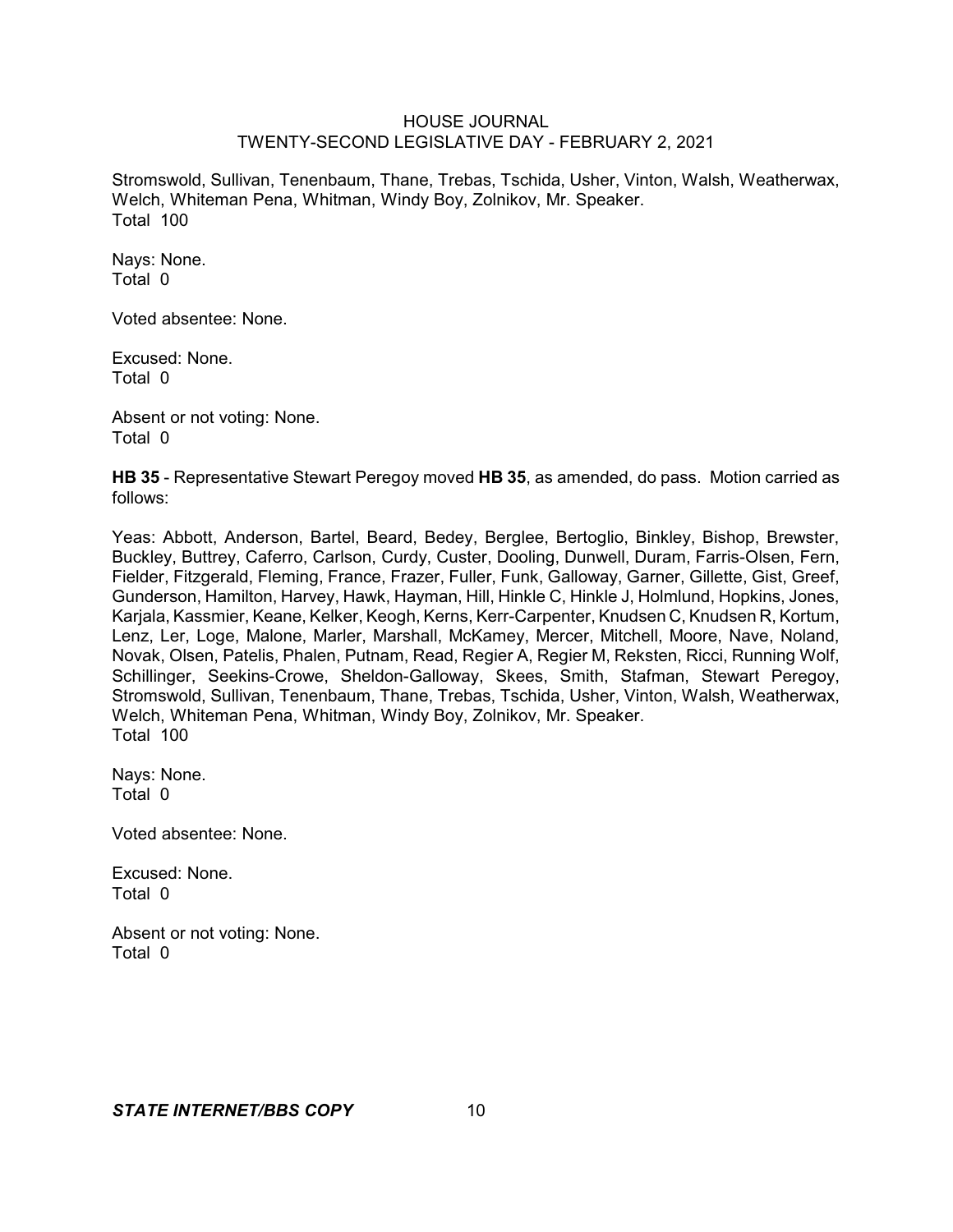Stromswold, Sullivan, Tenenbaum, Thane, Trebas, Tschida, Usher, Vinton, Walsh, Weatherwax, Welch, Whiteman Pena, Whitman, Windy Boy, Zolnikov, Mr. Speaker.
Total 100

Nays: None.
Total 0

Voted absentee: None.

Excused: None.
Total 0

Absent or not voting: None.
Total 0

**HB 35** - Representative Stewart Peregoy moved **HB 35**, as amended, do pass. Motion carried as follows:

Yeas: Abbott, Anderson, Bartel, Beard, Bedey, Berglee, Bertoglio, Binkley, Bishop, Brewster, Buckley, Buttrey, Caferro, Carlson, Curdy, Custer, Dooling, Dunwell, Duram, Farris-Olsen, Fern, Fielder, Fitzgerald, Fleming, France, Frazer, Fuller, Funk, Galloway, Garner, Gillette, Gist, Greef, Gunderson, Hamilton, Harvey, Hawk, Hayman, Hill, Hinkle C, Hinkle J, Holmlund, Hopkins, Jones, Karjala, Kassmier, Keane, Kelker, Keogh, Kerns, Kerr-Carpenter, Knudsen C, Knudsen R, Kortum, Lenz, Ler, Loge, Malone, Marler, Marshall, McKamey, Mercer, Mitchell, Moore, Nave, Noland, Novak, Olsen, Patelis, Phalen, Putnam, Read, Regier A, Regier M, Reksten, Ricci, Running Wolf, Schillinger, Seekins-Crowe, Sheldon-Galloway, Skees, Smith, Stafman, Stewart Peregoy, Stromswold, Sullivan, Tenenbaum, Thane, Trebas, Tschida, Usher, Vinton, Walsh, Weatherwax, Welch, Whiteman Pena, Whitman, Windy Boy, Zolnikov, Mr. Speaker.
Total 100

Nays: None.
Total 0

Voted absentee: None.

Excused: None.
Total 0

Absent or not voting: None.
Total 0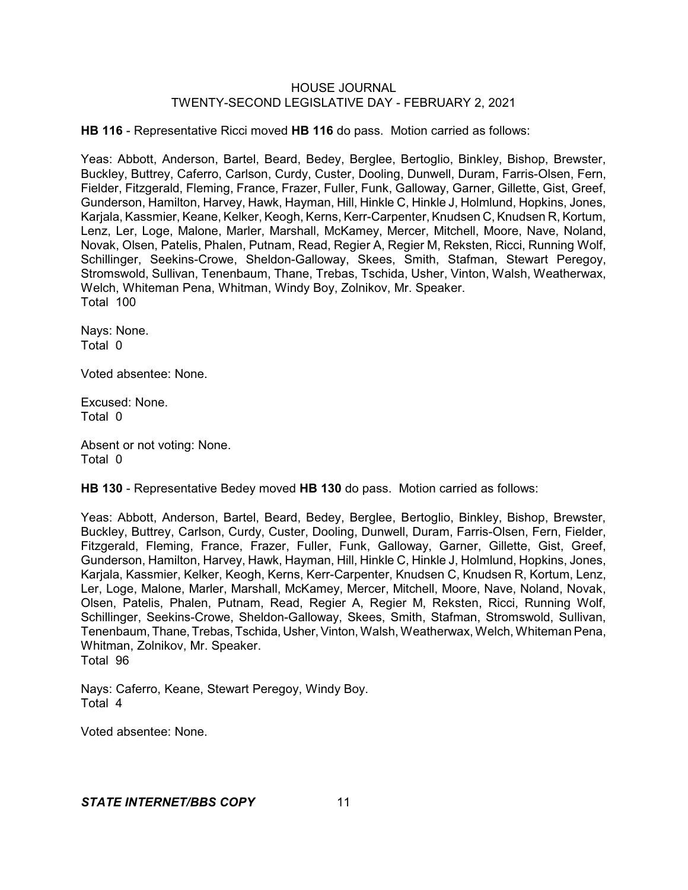**HB 116** - Representative Ricci moved **HB 116** do pass. Motion carried as follows:

Yeas: Abbott, Anderson, Bartel, Beard, Bedey, Berglee, Bertoglio, Binkley, Bishop, Brewster, Buckley, Buttrey, Caferro, Carlson, Curdy, Custer, Dooling, Dunwell, Duram, Farris-Olsen, Fern, Fielder, Fitzgerald, Fleming, France, Frazer, Fuller, Funk, Galloway, Garner, Gillette, Gist, Greef, Gunderson, Hamilton, Harvey, Hawk, Hayman, Hill, Hinkle C, Hinkle J, Holmlund, Hopkins, Jones, Karjala, Kassmier, Keane, Kelker, Keogh, Kerns, Kerr-Carpenter, Knudsen C, Knudsen R, Kortum, Lenz, Ler, Loge, Malone, Marler, Marshall, McKamey, Mercer, Mitchell, Moore, Nave, Noland, Novak, Olsen, Patelis, Phalen, Putnam, Read, Regier A, Regier M, Reksten, Ricci, Running Wolf, Schillinger, Seekins-Crowe, Sheldon-Galloway, Skees, Smith, Stafman, Stewart Peregoy, Stromswold, Sullivan, Tenenbaum, Thane, Trebas, Tschida, Usher, Vinton, Walsh, Weatherwax, Welch, Whiteman Pena, Whitman, Windy Boy, Zolnikov, Mr. Speaker.
Total 100

Nays: None.
Total 0

Voted absentee: None.

Excused: None.
Total 0

Absent or not voting: None.
Total 0

**HB 130** - Representative Bedey moved **HB 130** do pass. Motion carried as follows:

Yeas: Abbott, Anderson, Bartel, Beard, Bedey, Berglee, Bertoglio, Binkley, Bishop, Brewster, Buckley, Buttrey, Carlson, Curdy, Custer, Dooling, Dunwell, Duram, Farris-Olsen, Fern, Fielder, Fitzgerald, Fleming, France, Frazer, Fuller, Funk, Galloway, Garner, Gillette, Gist, Greef, Gunderson, Hamilton, Harvey, Hawk, Hayman, Hill, Hinkle C, Hinkle J, Holmlund, Hopkins, Jones, Karjala, Kassmier, Kelker, Keogh, Kerns, Kerr-Carpenter, Knudsen C, Knudsen R, Kortum, Lenz, Ler, Loge, Malone, Marler, Marshall, McKamey, Mercer, Mitchell, Moore, Nave, Noland, Novak, Olsen, Patelis, Phalen, Putnam, Read, Regier A, Regier M, Reksten, Ricci, Running Wolf, Schillinger, Seekins-Crowe, Sheldon-Galloway, Skees, Smith, Stafman, Stromswold, Sullivan, Tenenbaum, Thane, Trebas, Tschida, Usher, Vinton, Walsh, Weatherwax, Welch, Whiteman Pena, Whitman, Zolnikov, Mr. Speaker.
Total 96

Nays: Caferro, Keane, Stewart Peregoy, Windy Boy.
Total 4

Voted absentee: None.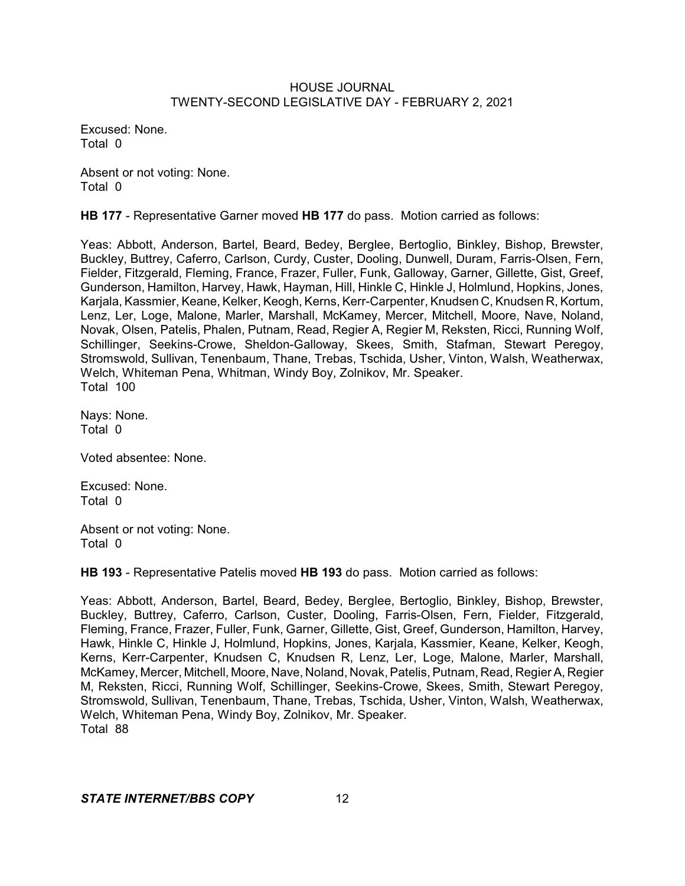Excused: None.
Total 0

Absent or not voting: None.
Total 0

**HB 177** - Representative Garner moved **HB 177** do pass. Motion carried as follows:

Yeas: Abbott, Anderson, Bartel, Beard, Bedey, Berglee, Bertoglio, Binkley, Bishop, Brewster, Buckley, Buttrey, Caferro, Carlson, Curdy, Custer, Dooling, Dunwell, Duram, Farris-Olsen, Fern, Fielder, Fitzgerald, Fleming, France, Frazer, Fuller, Funk, Galloway, Garner, Gillette, Gist, Greef, Gunderson, Hamilton, Harvey, Hawk, Hayman, Hill, Hinkle C, Hinkle J, Holmlund, Hopkins, Jones, Karjala, Kassmier, Keane, Kelker, Keogh, Kerns, Kerr-Carpenter, Knudsen C, Knudsen R, Kortum, Lenz, Ler, Loge, Malone, Marler, Marshall, McKamey, Mercer, Mitchell, Moore, Nave, Noland, Novak, Olsen, Patelis, Phalen, Putnam, Read, Regier A, Regier M, Reksten, Ricci, Running Wolf, Schillinger, Seekins-Crowe, Sheldon-Galloway, Skees, Smith, Stafman, Stewart Peregoy, Stromswold, Sullivan, Tenenbaum, Thane, Trebas, Tschida, Usher, Vinton, Walsh, Weatherwax, Welch, Whiteman Pena, Whitman, Windy Boy, Zolnikov, Mr. Speaker.
Total 100

Nays: None.
Total 0

Voted absentee: None.

Excused: None.
Total 0

Absent or not voting: None.
Total 0

**HB 193** - Representative Patelis moved **HB 193** do pass. Motion carried as follows:

Yeas: Abbott, Anderson, Bartel, Beard, Bedey, Berglee, Bertoglio, Binkley, Bishop, Brewster, Buckley, Buttrey, Caferro, Carlson, Custer, Dooling, Farris-Olsen, Fern, Fielder, Fitzgerald, Fleming, France, Frazer, Fuller, Funk, Garner, Gillette, Gist, Greef, Gunderson, Hamilton, Harvey, Hawk, Hinkle C, Hinkle J, Holmlund, Hopkins, Jones, Karjala, Kassmier, Keane, Kelker, Keogh, Kerns, Kerr-Carpenter, Knudsen C, Knudsen R, Lenz, Ler, Loge, Malone, Marler, Marshall, McKamey, Mercer, Mitchell, Moore, Nave, Noland, Novak, Patelis, Putnam, Read, Regier A, Regier M, Reksten, Ricci, Running Wolf, Schillinger, Seekins-Crowe, Skees, Smith, Stewart Peregoy, Stromswold, Sullivan, Tenenbaum, Thane, Trebas, Tschida, Usher, Vinton, Walsh, Weatherwax, Welch, Whiteman Pena, Windy Boy, Zolnikov, Mr. Speaker.
Total 88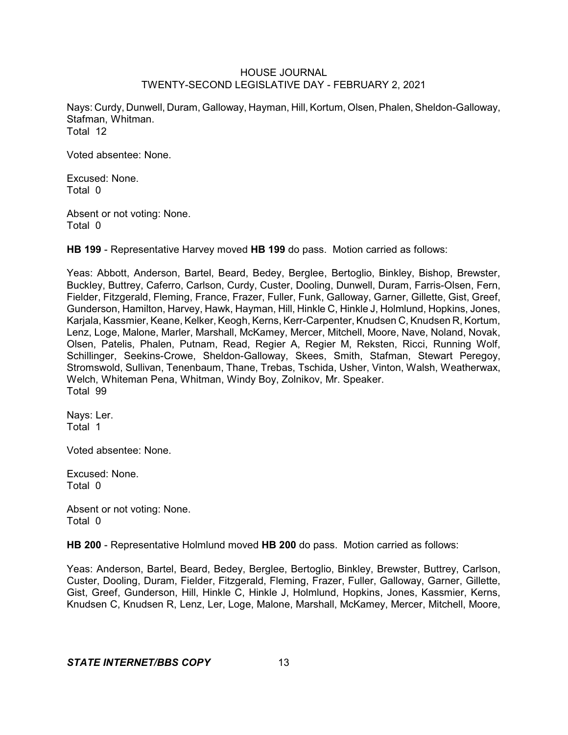Nays: Curdy, Dunwell, Duram, Galloway, Hayman, Hill, Kortum, Olsen, Phalen, Sheldon-Galloway, Stafman, Whitman.
Total 12

Voted absentee: None.

Excused: None.
Total 0

Absent or not voting: None.
Total 0

**HB 199** - Representative Harvey moved **HB 199** do pass. Motion carried as follows:

Yeas: Abbott, Anderson, Bartel, Beard, Bedey, Berglee, Bertoglio, Binkley, Bishop, Brewster, Buckley, Buttrey, Caferro, Carlson, Curdy, Custer, Dooling, Dunwell, Duram, Farris-Olsen, Fern, Fielder, Fitzgerald, Fleming, France, Frazer, Fuller, Funk, Galloway, Garner, Gillette, Gist, Greef, Gunderson, Hamilton, Harvey, Hawk, Hayman, Hill, Hinkle C, Hinkle J, Holmlund, Hopkins, Jones, Karjala, Kassmier, Keane, Kelker, Keogh, Kerns, Kerr-Carpenter, Knudsen C, Knudsen R, Kortum, Lenz, Loge, Malone, Marler, Marshall, McKamey, Mercer, Mitchell, Moore, Nave, Noland, Novak, Olsen, Patelis, Phalen, Putnam, Read, Regier A, Regier M, Reksten, Ricci, Running Wolf, Schillinger, Seekins-Crowe, Sheldon-Galloway, Skees, Smith, Stafman, Stewart Peregoy, Stromswold, Sullivan, Tenenbaum, Thane, Trebas, Tschida, Usher, Vinton, Walsh, Weatherwax, Welch, Whiteman Pena, Whitman, Windy Boy, Zolnikov, Mr. Speaker.
Total 99

Nays: Ler.
Total 1

Voted absentee: None.

Excused: None.
Total 0

Absent or not voting: None.
Total 0

**HB 200** - Representative Holmlund moved **HB 200** do pass. Motion carried as follows:

Yeas: Anderson, Bartel, Beard, Bedey, Berglee, Bertoglio, Binkley, Brewster, Buttrey, Carlson, Custer, Dooling, Duram, Fielder, Fitzgerald, Fleming, Frazer, Fuller, Galloway, Garner, Gillette, Gist, Greef, Gunderson, Hill, Hinkle C, Hinkle J, Holmlund, Hopkins, Jones, Kassmier, Kerns, Knudsen C, Knudsen R, Lenz, Ler, Loge, Malone, Marshall, McKamey, Mercer, Mitchell, Moore,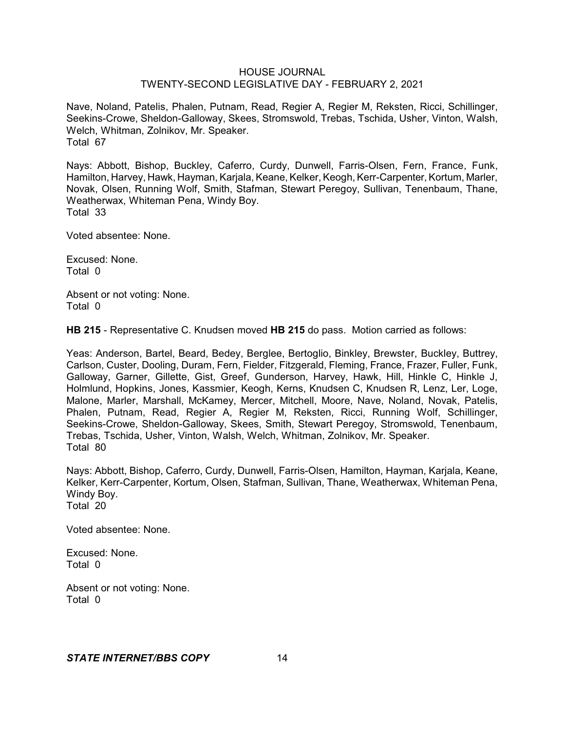Nave, Noland, Patelis, Phalen, Putnam, Read, Regier A, Regier M, Reksten, Ricci, Schillinger, Seekins-Crowe, Sheldon-Galloway, Skees, Stromswold, Trebas, Tschida, Usher, Vinton, Walsh, Welch, Whitman, Zolnikov, Mr. Speaker.
Total 67

Nays: Abbott, Bishop, Buckley, Caferro, Curdy, Dunwell, Farris-Olsen, Fern, France, Funk, Hamilton, Harvey, Hawk, Hayman, Karjala, Keane, Kelker, Keogh, Kerr-Carpenter, Kortum, Marler, Novak, Olsen, Running Wolf, Smith, Stafman, Stewart Peregoy, Sullivan, Tenenbaum, Thane, Weatherwax, Whiteman Pena, Windy Boy.
Total 33

Voted absentee: None.

Excused: None.
Total 0

Absent or not voting: None.
Total 0

**HB 215** - Representative C. Knudsen moved **HB 215** do pass. Motion carried as follows:

Yeas: Anderson, Bartel, Beard, Bedey, Berglee, Bertoglio, Binkley, Brewster, Buckley, Buttrey, Carlson, Custer, Dooling, Duram, Fern, Fielder, Fitzgerald, Fleming, France, Frazer, Fuller, Funk, Galloway, Garner, Gillette, Gist, Greef, Gunderson, Harvey, Hawk, Hill, Hinkle C, Hinkle J, Holmlund, Hopkins, Jones, Kassmier, Keogh, Kerns, Knudsen C, Knudsen R, Lenz, Ler, Loge, Malone, Marler, Marshall, McKamey, Mercer, Mitchell, Moore, Nave, Noland, Novak, Patelis, Phalen, Putnam, Read, Regier A, Regier M, Reksten, Ricci, Running Wolf, Schillinger, Seekins-Crowe, Sheldon-Galloway, Skees, Smith, Stewart Peregoy, Stromswold, Tenenbaum, Trebas, Tschida, Usher, Vinton, Walsh, Welch, Whitman, Zolnikov, Mr. Speaker.
Total 80

Nays: Abbott, Bishop, Caferro, Curdy, Dunwell, Farris-Olsen, Hamilton, Hayman, Karjala, Keane, Kelker, Kerr-Carpenter, Kortum, Olsen, Stafman, Sullivan, Thane, Weatherwax, Whiteman Pena, Windy Boy.
Total 20

Voted absentee: None.

Excused: None.
Total 0

Absent or not voting: None.
Total 0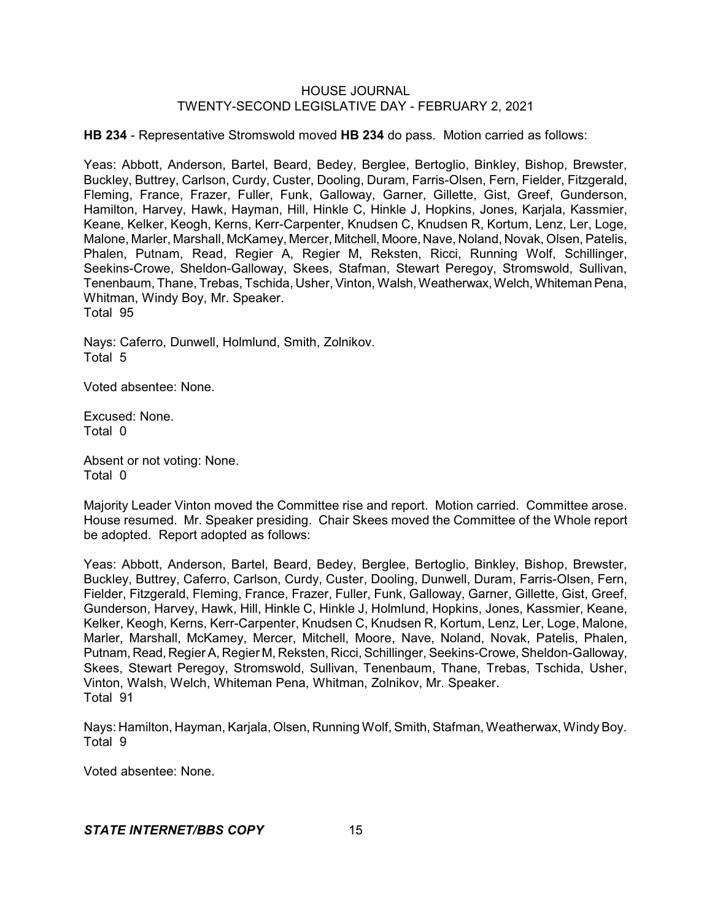**HB 234** - Representative Stromswold moved **HB 234** do pass. Motion carried as follows:

Yeas: Abbott, Anderson, Bartel, Beard, Bedey, Berglee, Bertoglio, Binkley, Bishop, Brewster, Buckley, Buttrey, Carlson, Curdy, Custer, Dooling, Duram, Farris-Olsen, Fern, Fielder, Fitzgerald, Fleming, France, Frazer, Fuller, Funk, Galloway, Garner, Gillette, Gist, Greef, Gunderson, Hamilton, Harvey, Hawk, Hayman, Hill, Hinkle C, Hinkle J, Hopkins, Jones, Karjala, Kassmier, Keane, Kelker, Keogh, Kerns, Kerr-Carpenter, Knudsen C, Knudsen R, Kortum, Lenz, Ler, Loge, Malone, Marler, Marshall, McKamey, Mercer, Mitchell, Moore, Nave, Noland, Novak, Olsen, Patelis, Phalen, Putnam, Read, Regier A, Regier M, Reksten, Ricci, Running Wolf, Schillinger, Seekins-Crowe, Sheldon-Galloway, Skees, Stafman, Stewart Peregoy, Stromswold, Sullivan, Tenenbaum, Thane, Trebas, Tschida, Usher, Vinton, Walsh, Weatherwax, Welch, Whiteman Pena, Whitman, Windy Boy, Mr. Speaker.
Total 95

Nays: Caferro, Dunwell, Holmlund, Smith, Zolnikov.
Total 5

Voted absentee: None.

Excused: None.
Total 0

Absent or not voting: None.
Total 0

Majority Leader Vinton moved the Committee rise and report. Motion carried. Committee arose. House resumed. Mr. Speaker presiding. Chair Skees moved the Committee of the Whole report be adopted. Report adopted as follows:

Yeas: Abbott, Anderson, Bartel, Beard, Bedey, Berglee, Bertoglio, Binkley, Bishop, Brewster, Buckley, Buttrey, Caferro, Carlson, Curdy, Custer, Dooling, Dunwell, Duram, Farris-Olsen, Fern, Fielder, Fitzgerald, Fleming, France, Frazer, Fuller, Funk, Galloway, Garner, Gillette, Gist, Greef, Gunderson, Harvey, Hawk, Hill, Hinkle C, Hinkle J, Holmlund, Hopkins, Jones, Kassmier, Keane, Kelker, Keogh, Kerns, Kerr-Carpenter, Knudsen C, Knudsen R, Kortum, Lenz, Ler, Loge, Malone, Marler, Marshall, McKamey, Mercer, Mitchell, Moore, Nave, Noland, Novak, Patelis, Phalen, Putnam, Read, Regier A, Regier M, Reksten, Ricci, Schillinger, Seekins-Crowe, Sheldon-Galloway, Skees, Stewart Peregoy, Stromswold, Sullivan, Tenenbaum, Thane, Trebas, Tschida, Usher, Vinton, Walsh, Welch, Whiteman Pena, Whitman, Zolnikov, Mr. Speaker.
Total 91

Nays: Hamilton, Hayman, Karjala, Olsen, Running Wolf, Smith, Stafman, Weatherwax, Windy Boy.
Total 9

Voted absentee: None.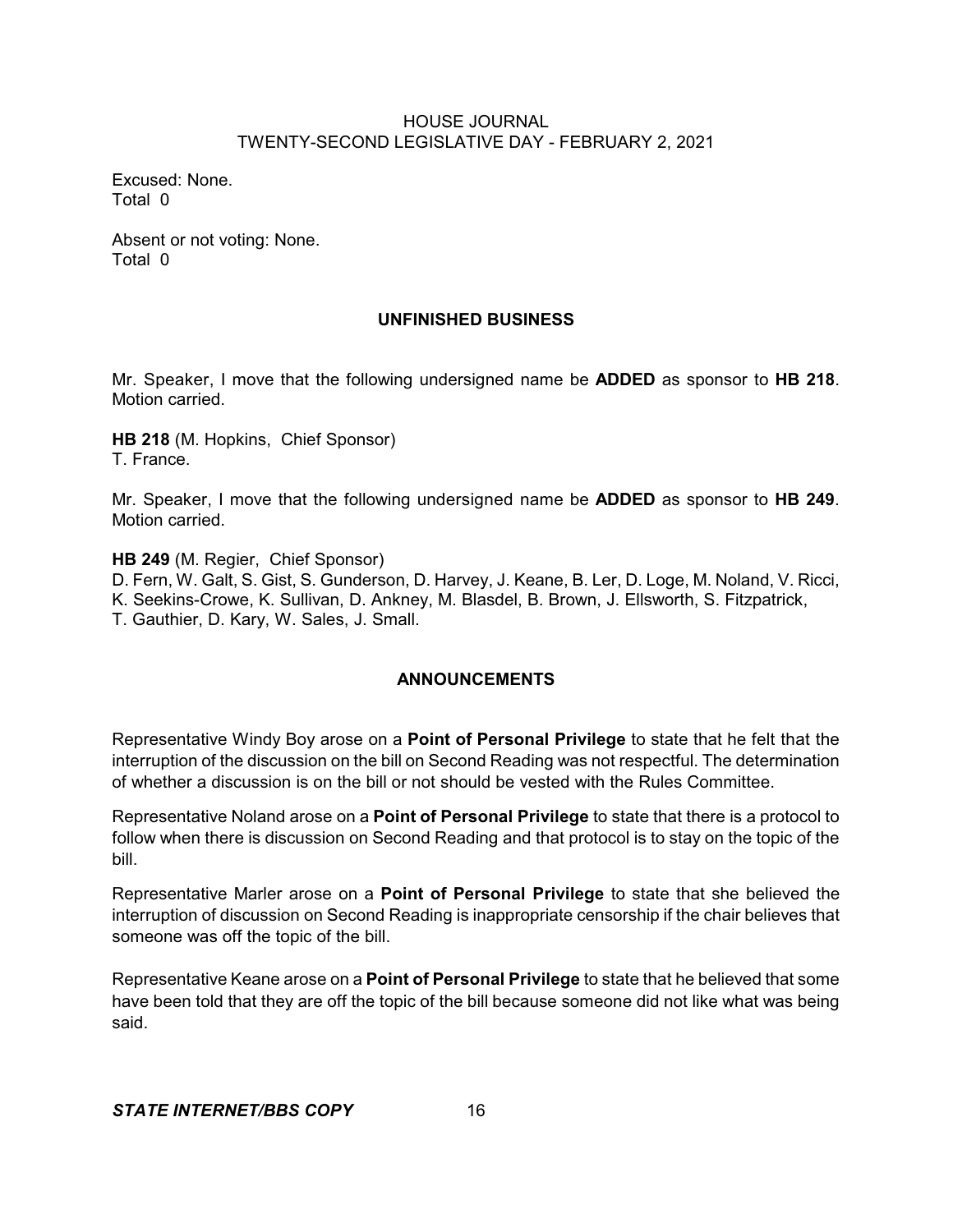Excused: None.
Total 0

Absent or not voting: None.
Total 0

## UNFINISHED BUSINESS

Mr. Speaker, I move that the following undersigned name be **ADDED** as sponsor to **HB 218**. Motion carried.

**HB 218** (M. Hopkins, Chief Sponsor)
T. France.

Mr. Speaker, I move that the following undersigned name be **ADDED** as sponsor to **HB 249**. Motion carried.

**HB 249** (M. Regier, Chief Sponsor)
D. Fern, W. Galt, S. Gist, S. Gunderson, D. Harvey, J. Keane, B. Ler, D. Loge, M. Noland, V. Ricci, K. Seekins-Crowe, K. Sullivan, D. Ankney, M. Blasdel, B. Brown, J. Ellsworth, S. Fitzpatrick, T. Gauthier, D. Kary, W. Sales, J. Small.

## ANNOUNCEMENTS

Representative Windy Boy arose on a **Point of Personal Privilege** to state that he felt that the interruption of the discussion on the bill on Second Reading was not respectful. The determination of whether a discussion is on the bill or not should be vested with the Rules Committee.

Representative Noland arose on a **Point of Personal Privilege** to state that there is a protocol to follow when there is discussion on Second Reading and that protocol is to stay on the topic of the bill.

Representative Marler arose on a **Point of Personal Privilege** to state that she believed the interruption of discussion on Second Reading is inappropriate censorship if the chair believes that someone was off the topic of the bill.

Representative Keane arose on a **Point of Personal Privilege** to state that he believed that some have been told that they are off the topic of the bill because someone did not like what was being said.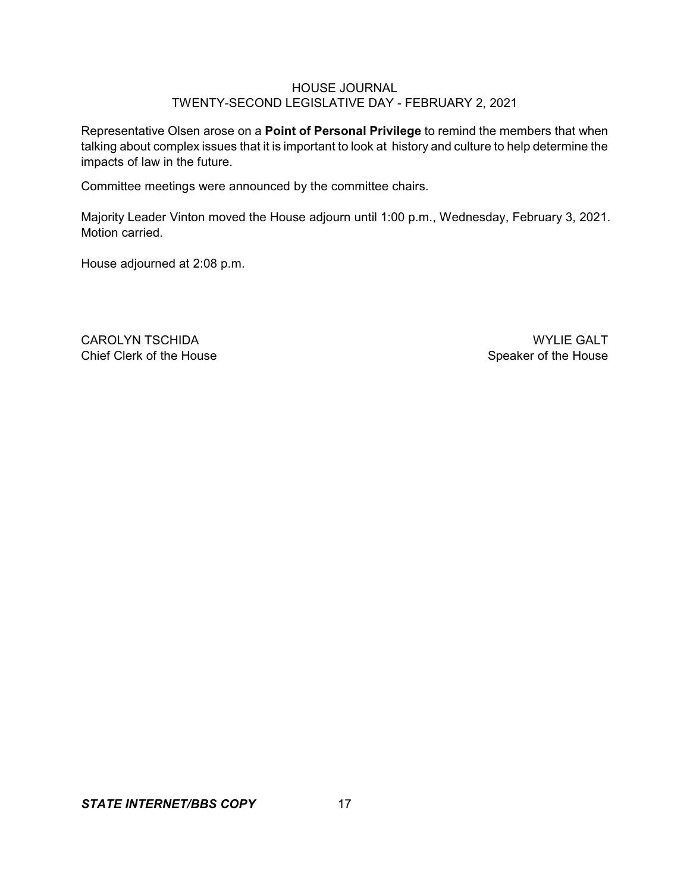Representative Olsen arose on a **Point of Personal Privilege** to remind the members that when talking about complex issues that it is important to look at history and culture to help determine the impacts of law in the future.

Committee meetings were announced by the committee chairs.

Majority Leader Vinton moved the House adjourn until 1:00 p.m., Wednesday, February 3, 2021. Motion carried.

House adjourned at 2:08 p.m.

CAROLYN TSCHIDA
Chief Clerk of the House

WYLIE GALT
Speaker of the House